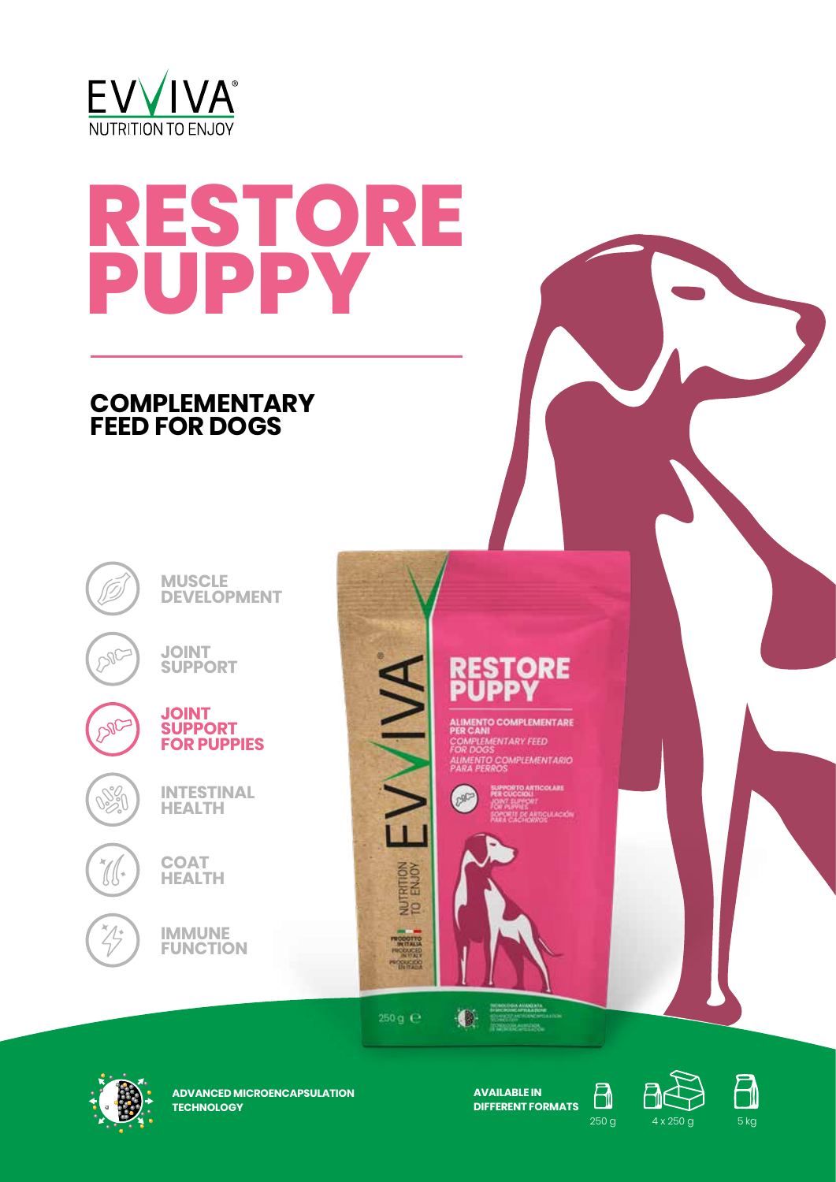EVVIVA®
NUTRITION TO ENJOY

# RESTORE PUPPY

## COMPLEMENTARY FEED FOR DOGS

- MUSCLE DEVELOPMENT
- JOINT SUPPORT
- **JOINT SUPPORT FOR PUPPIES**
- INTESTINAL HEALTH
- COAT HEALTH
- IMMUNE FUNCTION

**ADVANCED MICROENCAPSULATION TECHNOLOGY**

**AVAILABLE IN DIFFERENT FORMATS**

250 g | 4 x 250 g | 5 kg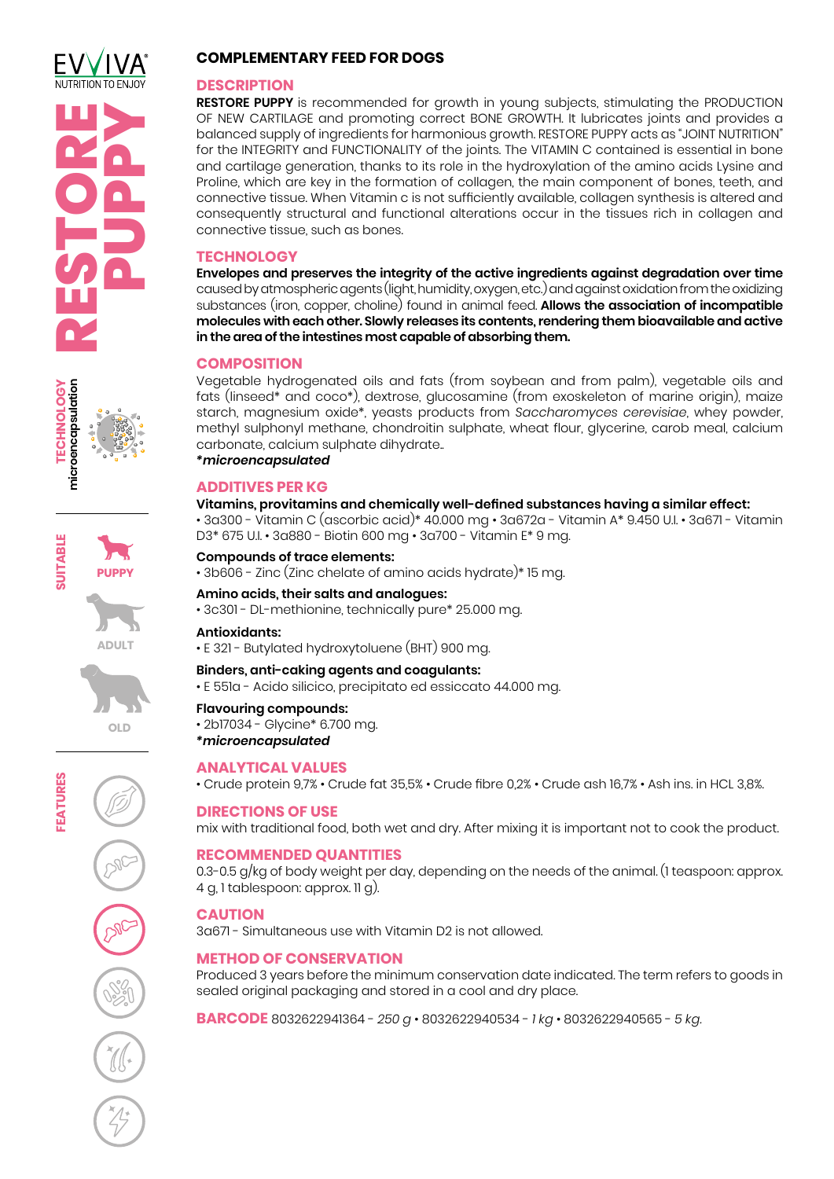EVVIVA
NUTRITION TO ENJOY

# RESTORE PUPPY

TECHNOLOGY
microencapsulation

SUITABLE
PUPPY
ADULT
OLD

FEATURES

## COMPLEMENTARY FEED FOR DOGS

### DESCRIPTION

**RESTORE PUPPY** is recommended for growth in young subjects, stimulating the PRODUCTION OF NEW CARTILAGE and promoting correct BONE GROWTH. It lubricates joints and provides a balanced supply of ingredients for harmonious growth. RESTORE PUPPY acts as "JOINT NUTRITION" for the INTEGRITY and FUNCTIONALITY of the joints. The VITAMIN C contained is essential in bone and cartilage generation, thanks to its role in the hydroxylation of the amino acids Lysine and Proline, which are key in the formation of collagen, the main component of bones, teeth, and connective tissue. When Vitamin c is not sufficiently available, collagen synthesis is altered and consequently structural and functional alterations occur in the tissues rich in collagen and connective tissue, such as bones.

### TECHNOLOGY

**Envelopes and preserves the integrity of the active ingredients against degradation over time** caused by atmospheric agents (light, humidity, oxygen, etc.) and against oxidation from the oxidizing substances (iron, copper, choline) found in animal feed. **Allows the association of incompatible molecules with each other. Slowly releases its contents, rendering them bioavailable and active in the area of the intestines most capable of absorbing them.**

### COMPOSITION

Vegetable hydrogenated oils and fats (from soybean and from palm), vegetable oils and fats (linseed* and coco*), dextrose, glucosamine (from exoskeleton of marine origin), maize starch, magnesium oxide*, yeasts products from *Saccharomyces cerevisiae*, whey powder, methyl sulphonyl methane, chondroitin sulphate, wheat flour, glycerine, carob meal, calcium carbonate, calcium sulphate dihydrate..
***microencapsulated**

### ADDITIVES PER KG

**Vitamins, provitamins and chemically well-defined substances having a similar effect:**
• 3a300 - Vitamin C (ascorbic acid)* 40.000 mg • 3a672a - Vitamin A* 9.450 U.I. • 3a671 - Vitamin D3* 675 U.I. • 3a880 - Biotin 600 mg • 3a700 - Vitamin E* 9 mg.

**Compounds of trace elements:**
• 3b606 - Zinc (Zinc chelate of amino acids hydrate)* 15 mg.

**Amino acids, their salts and analogues:**
• 3c301 - DL-methionine, technically pure* 25.000 mg.

**Antioxidants:**
• E 321 - Butylated hydroxytoluene (BHT) 900 mg.

**Binders, anti-caking agents and coagulants:**
• E 551a - Acido silicico, precipitato ed essiccato 44.000 mg.

**Flavouring compounds:**
• 2b17034 - Glycine* 6.700 mg.
***microencapsulated**

### ANALYTICAL VALUES

• Crude protein 9,7% • Crude fat 35,5% • Crude fibre 0,2% • Crude ash 16,7% • Ash ins. in HCL 3,8%.

### DIRECTIONS OF USE

mix with traditional food, both wet and dry. After mixing it is important not to cook the product.

### RECOMMENDED QUANTITIES

0.3-0.5 g/kg of body weight per day, depending on the needs of the animal. (1 teaspoon: approx. 4 g, 1 tablespoon: approx. 11 g).

### CAUTION

3a671 - Simultaneous use with Vitamin D2 is not allowed.

### METHOD OF CONSERVATION

Produced 3 years before the minimum conservation date indicated. The term refers to goods in sealed original packaging and stored in a cool and dry place.

**BARCODE** 8032622941364 - *250 g* • 8032622940534 - *1 kg* • 8032622940565 - *5 kg*.